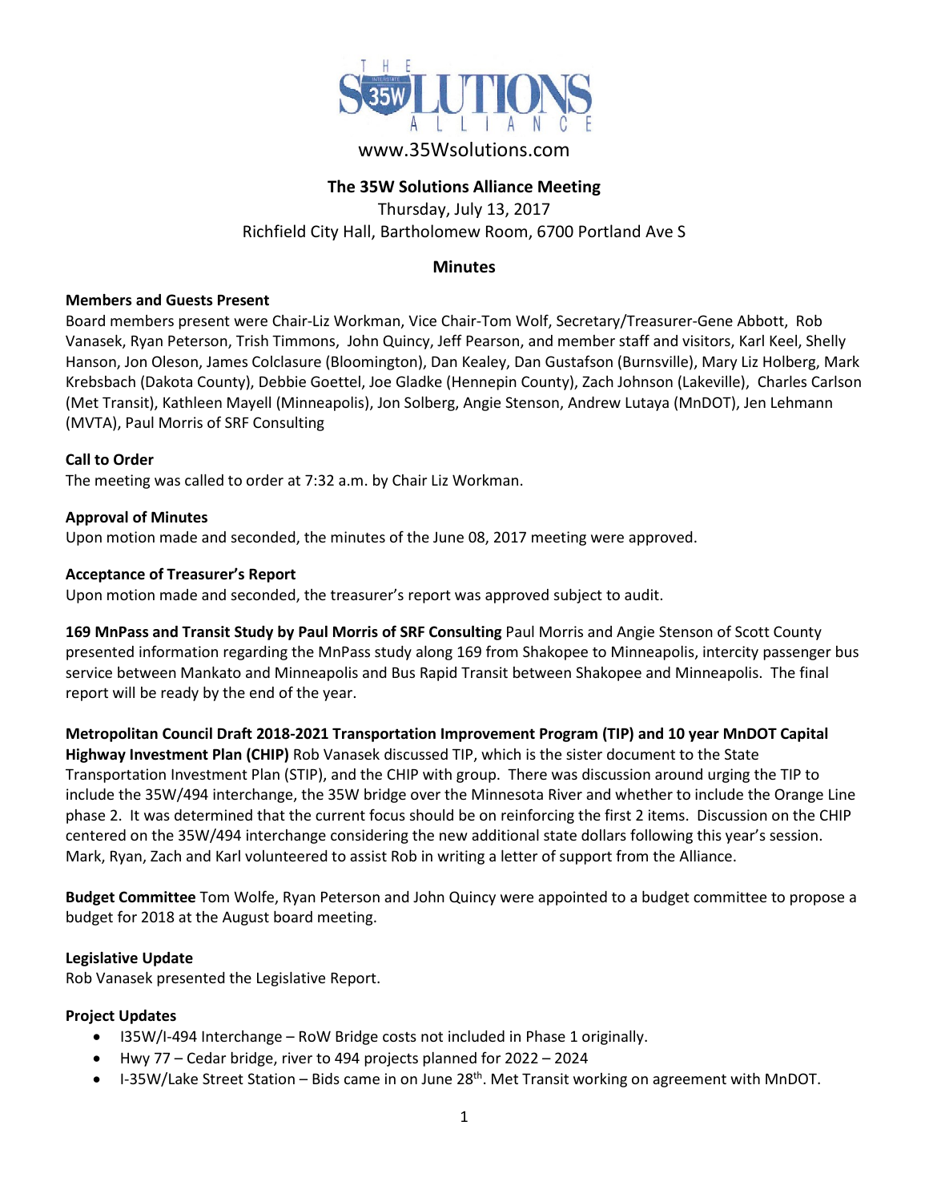www.35Wsolutions.com

## The 35W Solutions Alliance Meeting

Thursday, July 13, 2017

Richfield City Hall, Bartholomew Room, 6700 Portland Ave S

### Minutes

**Members and Guests Present**

Board members present were Chair-Liz Workman, Vice Chair-Tom Wolf, Secretary/Treasurer-Gene Abbott, Rob Vanasek, Ryan Peterson, Trish Timmons, John Quincy, Jeff Pearson, and member staff and visitors, Karl Keel, Shelly Hanson, Jon Oleson, James Colclasure (Bloomington), Dan Kealey, Dan Gustafson (Burnsville), Mary Liz Holberg, Mark Krebsbach (Dakota County), Debbie Goettel, Joe Gladke (Hennepin County), Zach Johnson (Lakeville), Charles Carlson (Met Transit), Kathleen Mayell (Minneapolis), Jon Solberg, Angie Stenson, Andrew Lutaya (MnDOT), Jen Lehmann (MVTA), Paul Morris of SRF Consulting

**Call to Order**

The meeting was called to order at 7:32 a.m. by Chair Liz Workman.

**Approval of Minutes**

Upon motion made and seconded, the minutes of the June 08, 2017 meeting were approved.

**Acceptance of Treasurer's Report**

Upon motion made and seconded, the treasurer's report was approved subject to audit.

**169 MnPass and Transit Study by Paul Morris of SRF Consulting** Paul Morris and Angie Stenson of Scott County presented information regarding the MnPass study along 169 from Shakopee to Minneapolis, intercity passenger bus service between Mankato and Minneapolis and Bus Rapid Transit between Shakopee and Minneapolis. The final report will be ready by the end of the year.

**Metropolitan Council Draft 2018-2021 Transportation Improvement Program (TIP) and 10 year MnDOT Capital Highway Investment Plan (CHIP)** Rob Vanasek discussed TIP, which is the sister document to the State Transportation Investment Plan (STIP), and the CHIP with group. There was discussion around urging the TIP to include the 35W/494 interchange, the 35W bridge over the Minnesota River and whether to include the Orange Line phase 2. It was determined that the current focus should be on reinforcing the first 2 items. Discussion on the CHIP centered on the 35W/494 interchange considering the new additional state dollars following this year's session. Mark, Ryan, Zach and Karl volunteered to assist Rob in writing a letter of support from the Alliance.

**Budget Committee** Tom Wolfe, Ryan Peterson and John Quincy were appointed to a budget committee to propose a budget for 2018 at the August board meeting.

**Legislative Update**

Rob Vanasek presented the Legislative Report.

**Project Updates**

- I35W/I-494 Interchange – RoW Bridge costs not included in Phase 1 originally.
- Hwy 77 – Cedar bridge, river to 494 projects planned for 2022 – 2024
- I-35W/Lake Street Station – Bids came in on June 28th. Met Transit working on agreement with MnDOT.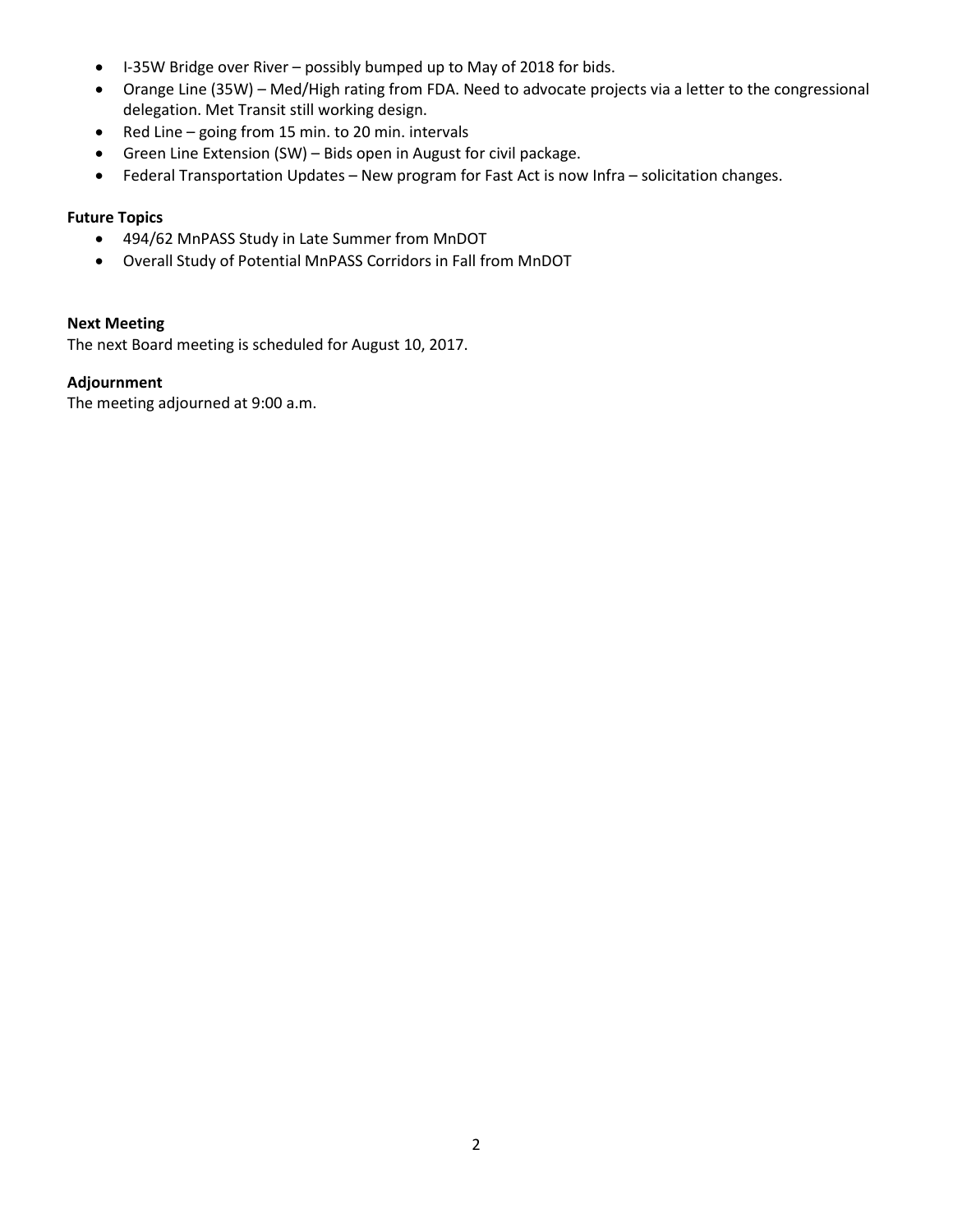- I-35W Bridge over River – possibly bumped up to May of 2018 for bids.
- Orange Line (35W) – Med/High rating from FDA. Need to advocate projects via a letter to the congressional delegation. Met Transit still working design.
- Red Line – going from 15 min. to 20 min. intervals
- Green Line Extension (SW) – Bids open in August for civil package.
- Federal Transportation Updates – New program for Fast Act is now Infra – solicitation changes.

**Future Topics**

- 494/62 MnPASS Study in Late Summer from MnDOT
- Overall Study of Potential MnPASS Corridors in Fall from MnDOT

**Next Meeting**

The next Board meeting is scheduled for August 10, 2017.

**Adjournment**

The meeting adjourned at 9:00 a.m.